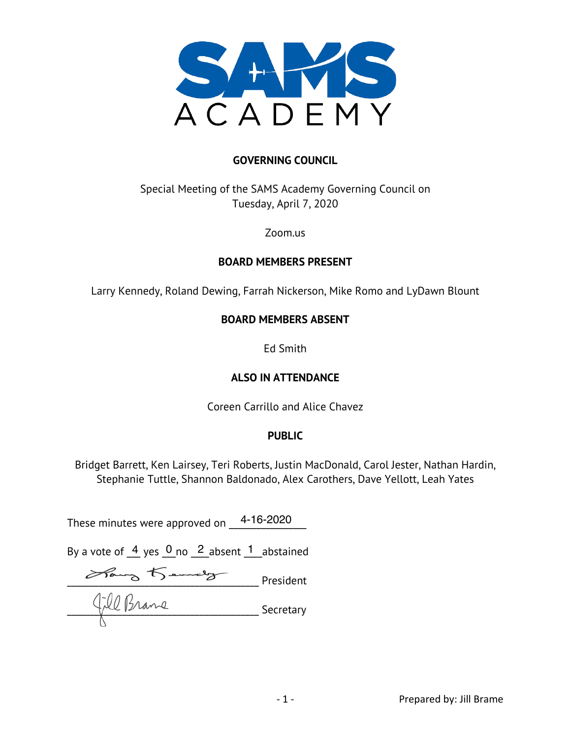SAMS ACADEMY

## GOVERNING COUNCIL

Special Meeting of the SAMS Academy Governing Council on
Tuesday, April 7, 2020

Zoom.us

## BOARD MEMBERS PRESENT

Larry Kennedy, Roland Dewing, Farrah Nickerson, Mike Romo and LyDawn Blount

## BOARD MEMBERS ABSENT

Ed Smith

## ALSO IN ATTENDANCE

Coreen Carrillo and Alice Chavez

## PUBLIC

Bridget Barrett, Ken Lairsey, Teri Roberts, Justin MacDonald, Carol Jester, Nathan Hardin, Stephanie Tuttle, Shannon Baldonado, Alex Carothers, Dave Yellott, Leah Yates

These minutes were approved on 4-16-2020

By a vote of 4 yes 0 no 2 absent 1 abstained

Larry Kennedy President

Jill Brame Secretary

Prepared by: Jill Brame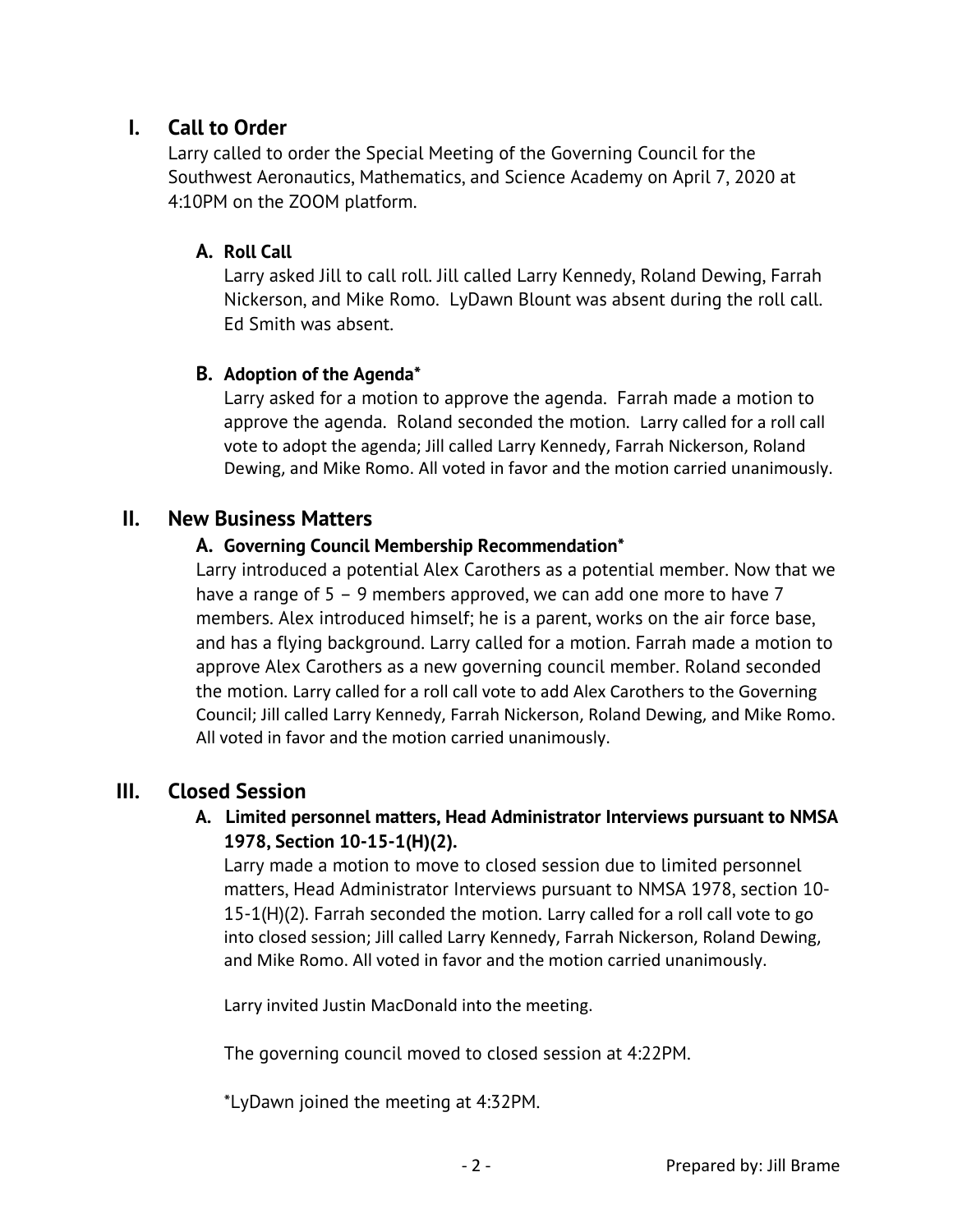## I. Call to Order

Larry called to order the Special Meeting of the Governing Council for the Southwest Aeronautics, Mathematics, and Science Academy on April 7, 2020 at 4:10PM on the ZOOM platform.

### A. Roll Call

Larry asked Jill to call roll. Jill called Larry Kennedy, Roland Dewing, Farrah Nickerson, and Mike Romo. LyDawn Blount was absent during the roll call. Ed Smith was absent.

### B. Adoption of the Agenda*

Larry asked for a motion to approve the agenda. Farrah made a motion to approve the agenda. Roland seconded the motion. Larry called for a roll call vote to adopt the agenda; Jill called Larry Kennedy, Farrah Nickerson, Roland Dewing, and Mike Romo. All voted in favor and the motion carried unanimously.

## II. New Business Matters

### A. Governing Council Membership Recommendation*

Larry introduced a potential Alex Carothers as a potential member. Now that we have a range of 5 – 9 members approved, we can add one more to have 7 members. Alex introduced himself; he is a parent, works on the air force base, and has a flying background. Larry called for a motion. Farrah made a motion to approve Alex Carothers as a new governing council member. Roland seconded the motion. Larry called for a roll call vote to add Alex Carothers to the Governing Council; Jill called Larry Kennedy, Farrah Nickerson, Roland Dewing, and Mike Romo. All voted in favor and the motion carried unanimously.

## III. Closed Session

### A. Limited personnel matters, Head Administrator Interviews pursuant to NMSA 1978, Section 10-15-1(H)(2).

Larry made a motion to move to closed session due to limited personnel matters, Head Administrator Interviews pursuant to NMSA 1978, section 10-15-1(H)(2). Farrah seconded the motion. Larry called for a roll call vote to go into closed session; Jill called Larry Kennedy, Farrah Nickerson, Roland Dewing, and Mike Romo. All voted in favor and the motion carried unanimously.

Larry invited Justin MacDonald into the meeting.

The governing council moved to closed session at 4:22PM.

*LyDawn joined the meeting at 4:32PM.

Prepared by: Jill Brame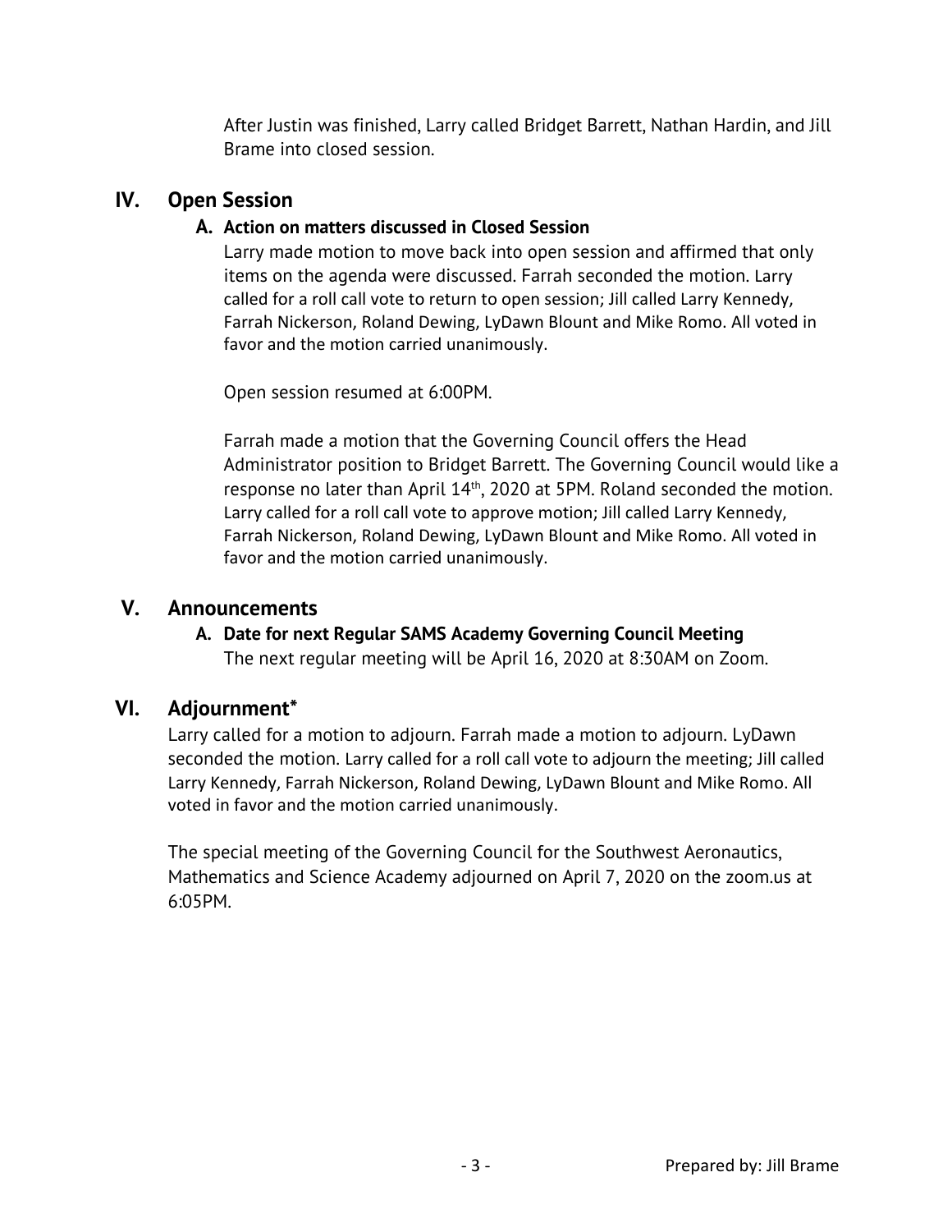After Justin was finished, Larry called Bridget Barrett, Nathan Hardin, and Jill Brame into closed session.

## IV. Open Session

### A. Action on matters discussed in Closed Session

Larry made motion to move back into open session and affirmed that only items on the agenda were discussed. Farrah seconded the motion. Larry called for a roll call vote to return to open session; Jill called Larry Kennedy, Farrah Nickerson, Roland Dewing, LyDawn Blount and Mike Romo. All voted in favor and the motion carried unanimously.

Open session resumed at 6:00PM.

Farrah made a motion that the Governing Council offers the Head Administrator position to Bridget Barrett. The Governing Council would like a response no later than April 14th, 2020 at 5PM. Roland seconded the motion. Larry called for a roll call vote to approve motion; Jill called Larry Kennedy, Farrah Nickerson, Roland Dewing, LyDawn Blount and Mike Romo. All voted in favor and the motion carried unanimously.

## V. Announcements

### A. Date for next Regular SAMS Academy Governing Council Meeting

The next regular meeting will be April 16, 2020 at 8:30AM on Zoom.

## VI. Adjournment*

Larry called for a motion to adjourn. Farrah made a motion to adjourn. LyDawn seconded the motion. Larry called for a roll call vote to adjourn the meeting; Jill called Larry Kennedy, Farrah Nickerson, Roland Dewing, LyDawn Blount and Mike Romo. All voted in favor and the motion carried unanimously.

The special meeting of the Governing Council for the Southwest Aeronautics, Mathematics and Science Academy adjourned on April 7, 2020 on the zoom.us at 6:05PM.

Prepared by: Jill Brame